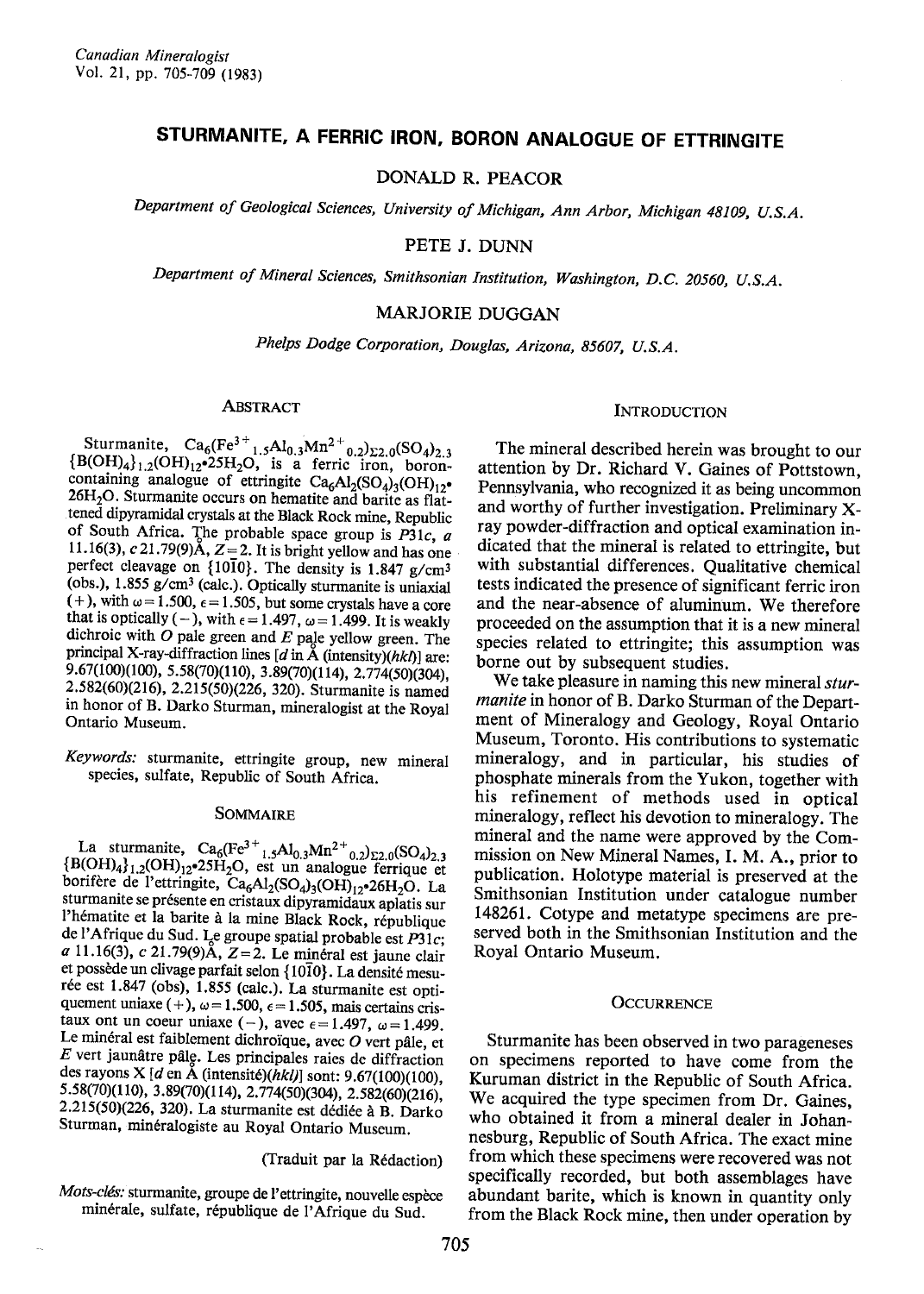# STURMANITE, A FERRIC IRON, BORON ANALOGUE OF ETTRINGITE

DONALD R. PEACOR

*Department of Geological Sciences, University of Michigan, Ann Arbor, Michigan 48109, U.S.A.*

PETE J. DUNN

*Department of Mineral Sciences, Smithsonian Institution, Washington, D.C. 20560, U.S.A.*

MARJORIE DUGGAN

*Phelps Dodge Corporation, Douglas, Arizona, 85607, U.S.A.*

## Abstract

Sturmanite, $Ca_6(Fe^{3+}_{1.5}Al_{0.3}Mn^{2+}_{0.2})_{\Sigma 2.0}(SO_4)_{2.3}\{B(OH)_4\}_{1.2}(OH)_{12}$•$25H_2O$, is a ferric iron, boron-containing analogue of ettringite $Ca_6Al_2(SO_4)_3(OH)_{12}$•$26H_2O$. Sturmanite occurs on hematite and barite as flattened dipyramidal crystals at the Black Rock mine, Republic of South Africa. The probable space group is *P*31*c*, *a* 11.16(3), *c* 21.79(9)Å, *Z* = 2. It is bright yellow and has one perfect cleavage on {10$\bar{1}$0}. The density is 1.847 g/cm³ (obs.), 1.855 g/cm³ (calc.). Optically sturmanite is uniaxial (+), with $\omega = 1.500$, $\epsilon = 1.505$, but some crystals have a core that is optically (−), with $\epsilon = 1.497$, $\omega = 1.499$. It is weakly dichroic with *O* pale green and *E* pale yellow green. The principal X-ray-diffraction lines [*d* in Å (intensity)(*hkl*)] are: 9.67(100)(100), 5.58(70)(110), 3.89(70)(114), 2.774(50)(304), 2.582(60)(216), 2.215(50)(226, 320). Sturmanite is named in honor of B. Darko Sturman, mineralogist at the Royal Ontario Museum.

*Keywords:* sturmanite, ettringite group, new mineral species, sulfate, Republic of South Africa.

## Sommaire

La sturmanite, $Ca_6(Fe^{3+}_{1.5}Al_{0.3}Mn^{2+}_{0.2})_{\Sigma 2.0}(SO_4)_{2.3}\{B(OH)_4\}_{1.2}(OH)_{12}$•$25H_2O$, est un analogue ferrique et borifère de l'ettringite, $Ca_6Al_2(SO_4)_3(OH)_{12}$•$26H_2O$. La sturmanite se présente en cristaux dipyramidaux aplatis sur l'hématite et la barite à la mine Black Rock, république de l'Afrique du Sud. Le groupe spatial probable est *P*31*c*; *a* 11.16(3), *c* 21.79(9)Å, *Z* = 2. Le minéral est jaune clair et possède un clivage parfait selon {10$\bar{1}$0}. La densité mesurée est 1.847 (obs), 1.855 (calc.). La sturmanite est optiquement uniaxe (+), $\omega = 1.500$, $\epsilon = 1.505$, mais certains cristaux ont un coeur uniaxe (−), avec $\epsilon = 1.497$, $\omega = 1.499$. Le minéral est faiblement dichroïque, avec *O* vert pâle, et *E* vert jaunâtre pâle. Les principales raies de diffraction des rayons X [*d* en Å (intensité)(*hkl*)] sont: 9.67(100)(100), 5.58(70)(110), 3.89(70)(114), 2.774(50)(304), 2.582(60)(216), 2.215(50)(226, 320). La sturmanite est dédiée à B. Darko Sturman, minéralogiste au Royal Ontario Museum.

(Traduit par la Rédaction)

*Mots-clés:* sturmanite, groupe de l'ettringite, nouvelle espèce minérale, sulfate, république de l'Afrique du Sud.

## Introduction

The mineral described herein was brought to our attention by Dr. Richard V. Gaines of Pottstown, Pennsylvania, who recognized it as being uncommon and worthy of further investigation. Preliminary X-ray powder-diffraction and optical examination indicated that the mineral is related to ettringite, but with substantial differences. Qualitative chemical tests indicated the presence of significant ferric iron and the near-absence of aluminum. We therefore proceeded on the assumption that it is a new mineral species related to ettringite; this assumption was borne out by subsequent studies.

We take pleasure in naming this new mineral *sturmanite* in honor of B. Darko Sturman of the Department of Mineralogy and Geology, Royal Ontario Museum, Toronto. His contributions to systematic mineralogy, and in particular, his studies of phosphate minerals from the Yukon, together with his refinement of methods used in optical mineralogy, reflect his devotion to mineralogy. The mineral and the name were approved by the Commission on New Mineral Names, I. M. A., prior to publication. Holotype material is preserved at the Smithsonian Institution under catalogue number 148261. Cotype and metatype specimens are preserved both in the Smithsonian Institution and the Royal Ontario Museum.

## Occurrence

Sturmanite has been observed in two parageneses on specimens reported to have come from the Kuruman district in the Republic of South Africa. We acquired the type specimen from Dr. Gaines, who obtained it from a mineral dealer in Johannesburg, Republic of South Africa. The exact mine from which these specimens were recovered was not specifically recorded, but both assemblages have abundant barite, which is known in quantity only from the Black Rock mine, then under operation by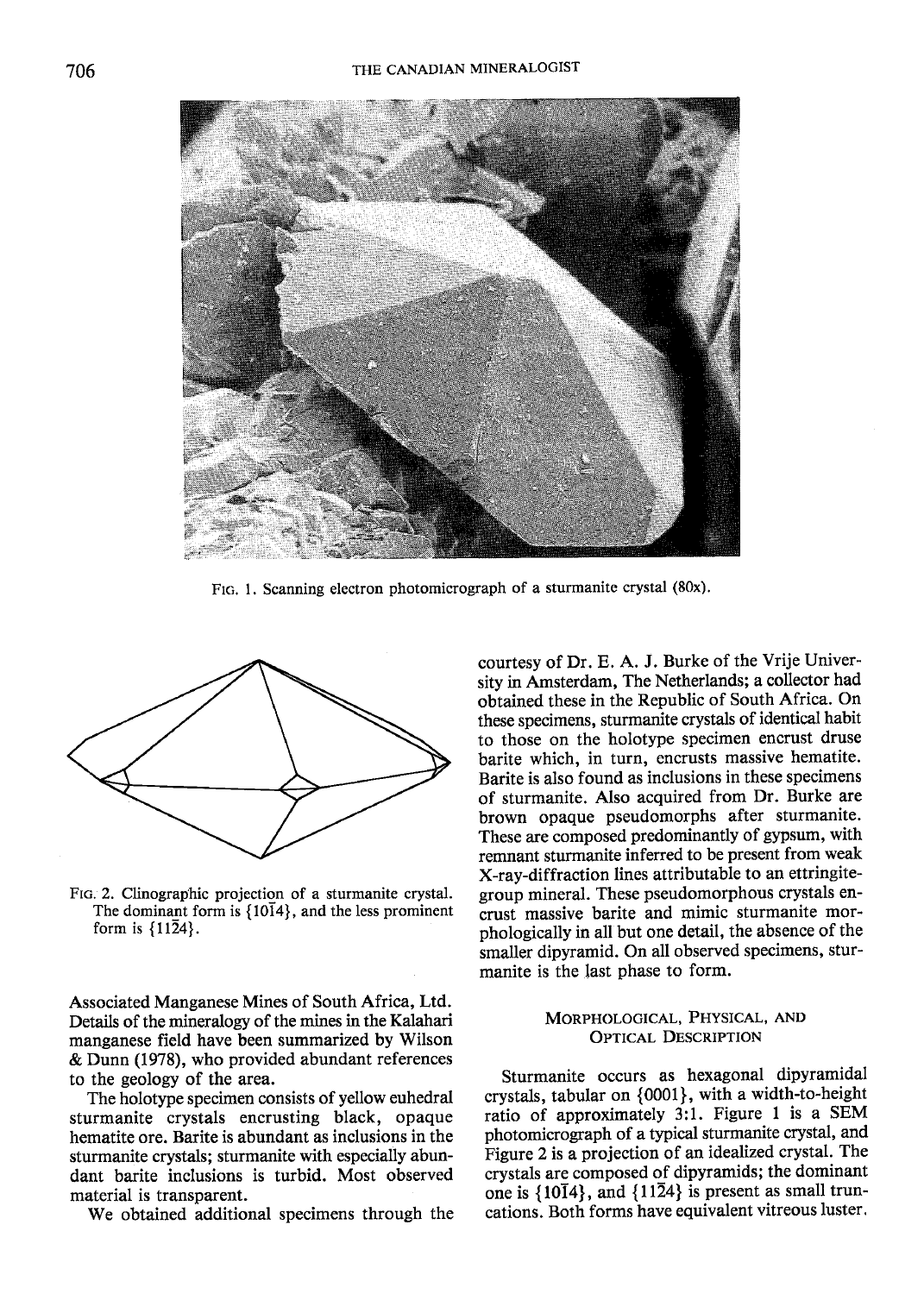FIG. 1. Scanning electron photomicrograph of a sturmanite crystal (80x).

FIG. 2. Clinographic projection of a sturmanite crystal. The dominant form is {10$\bar{1}$4}, and the less prominent form is {11$\bar{2}$4}.

Associated Manganese Mines of South Africa, Ltd. Details of the mineralogy of the mines in the Kalahari manganese field have been summarized by Wilson & Dunn (1978), who provided abundant references to the geology of the area.

The holotype specimen consists of yellow euhedral sturmanite crystals encrusting black, opaque hematite ore. Barite is abundant as inclusions in the sturmanite crystals; sturmanite with especially abundant barite inclusions is turbid. Most observed material is transparent.

We obtained additional specimens through the courtesy of Dr. E. A. J. Burke of the Vrije University in Amsterdam, The Netherlands; a collector had obtained these in the Republic of South Africa. On these specimens, sturmanite crystals of identical habit to those on the holotype specimen encrust druse barite which, in turn, encrusts massive hematite. Barite is also found as inclusions in these specimens of sturmanite. Also acquired from Dr. Burke are brown opaque pseudomorphs after sturmanite. These are composed predominantly of gypsum, with remnant sturmanite inferred to be present from weak X-ray-diffraction lines attributable to an ettringite-group mineral. These pseudomorphous crystals encrust massive barite and mimic sturmanite morphologically in all but one detail, the absence of the smaller dipyramid. On all observed specimens, sturmanite is the last phase to form.

## MORPHOLOGICAL, PHYSICAL, AND OPTICAL DESCRIPTION

Sturmanite occurs as hexagonal dipyramidal crystals, tabular on {0001}, with a width-to-height ratio of approximately 3:1. Figure 1 is a SEM photomicrograph of a typical sturmanite crystal, and Figure 2 is a projection of an idealized crystal. The crystals are composed of dipyramids; the dominant one is {10$\bar{1}$4}, and {11$\bar{2}$4} is present as small truncations. Both forms have equivalent vitreous luster.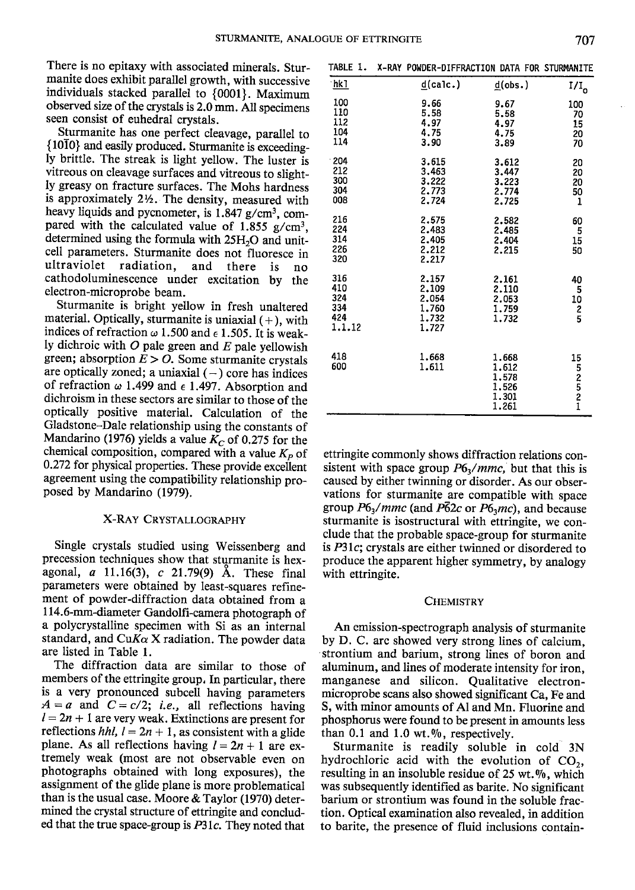There is no epitaxy with associated minerals. Sturmanite does exhibit parallel growth, with successive individuals stacked parallel to {0001}. Maximum observed size of the crystals is 2.0 mm. All specimens seen consist of euhedral crystals.

Sturmanite has one perfect cleavage, parallel to {10$\bar{1}$0} and easily produced. Sturmanite is exceedingly brittle. The streak is light yellow. The luster is vitreous on cleavage surfaces and vitreous to slightly greasy on fracture surfaces. The Mohs hardness is approximately 2½. The density, measured with heavy liquids and pycnometer, is 1.847 g/cm$^3$, compared with the calculated value of 1.855 g/cm$^3$, determined using the formula with 25$H_2O$ and unit-cell parameters. Sturmanite does not fluoresce in ultraviolet radiation, and there is no cathodoluminescence under excitation by the electron-microprobe beam.

Sturmanite is bright yellow in fresh unaltered material. Optically, sturmanite is uniaxial (+), with indices of refraction $\omega$ 1.500 and $\epsilon$ 1.505. It is weakly dichroic with $O$ pale green and $E$ pale yellowish green; absorption $E > O$. Some sturmanite crystals are optically zoned; a uniaxial (−) core has indices of refraction $\omega$ 1.499 and $\epsilon$ 1.497. Absorption and dichroism in these sectors are similar to those of the optically positive material. Calculation of the Gladstone–Dale relationship using the constants of Mandarino (1976) yields a value $K_C$ of 0.275 for the chemical composition, compared with a value $K_P$ of 0.272 for physical properties. These provide excellent agreement using the compatibility relationship proposed by Mandarino (1979).

## X-Ray Crystallography

Single crystals studied using Weissenberg and precession techniques show that sturmanite is hexagonal, $a$ 11.16(3), $c$ 21.79(9) Å. These final parameters were obtained by least-squares refinement of powder-diffraction data obtained from a 114.6-mm-diameter Gandolfi-camera photograph of a polycrystalline specimen with Si as an internal standard, and Cu$K\alpha$ X radiation. The powder data are listed in Table 1.

The diffraction data are similar to those of members of the ettringite group. In particular, there is a very pronounced subcell having parameters $A = a$ and $C = c/2$; *i.e.*, all reflections having $l = 2n + 1$ are very weak. Extinctions are present for reflections $hhl$, $l = 2n + 1$, as consistent with a glide plane. As all reflections having $l = 2n + 1$ are extremely weak (most are not observable even on photographs obtained with long exposures), the assignment of the glide plane is more problematical than is the usual case. Moore & Taylor (1970) determined the crystal structure of ettringite and concluded that the true space-group is $P31c$. They noted that ettringite commonly shows diffraction relations consistent with space group $P6_3/mmc$, but that this is caused by either twinning or disorder. As our observations for sturmanite are compatible with space group $P6_3/mmc$ (and $P\bar{6}2c$ or $P6_3mc$), and because sturmanite is isostructural with ettringite, we conclude that the probable space-group for sturmanite is $P31c$; crystals are either twinned or disordered to produce the apparent higher symmetry, by analogy with ettringite.

TABLE 1. X-RAY POWDER-DIFFRACTION DATA FOR STURMANITE

| hkl | d(calc.) | d(obs.) | $I/I_0$ |
|---|---|---|---|
| 100 | 9.66 | 9.67 | 100 |
| 110 | 5.58 | 5.58 | 70 |
| 112 | 4.97 | 4.97 | 15 |
| 104 | 4.75 | 4.75 | 20 |
| 114 | 3.90 | 3.89 | 70 |
| 204 | 3.615 | 3.612 | 20 |
| 212 | 3.463 | 3.447 | 20 |
| 300 | 3.222 | 3.223 | 20 |
| 304 | 2.773 | 2.774 | 50 |
| 008 | 2.724 | 2.725 | 1 |
| 216 | 2.575 | 2.582 | 60 |
| 224 | 2.483 | 2.485 | 5 |
| 314 | 2.405 | 2.404 | 15 |
| 226 | 2.212 | 2.215 | 50 |
| 320 | 2.217 | | |
| 316 | 2.157 | 2.161 | 40 |
| 410 | 2.109 | 2.110 | 5 |
| 324 | 2.054 | 2.053 | 10 |
| 334 | 1.760 | 1.759 | 2 |
| 424 | 1.732 | 1.732 | 5 |
| 1.1.12 | 1.727 | | |
| 418 | 1.668 | 1.668 | 15 |
| 600 | 1.611 | 1.612 | 5 |
| | | 1.578 | 2 |
| | | 1.526 | 5 |
| | | 1.301 | 2 |
| | | 1.261 | 1 |

## Chemistry

An emission-spectrograph analysis of sturmanite by D. C. arc showed very strong lines of calcium, strontium and barium, strong lines of boron and aluminum, and lines of moderate intensity for iron, manganese and silicon. Qualitative electron-microprobe scans also showed significant Ca, Fe and S, with minor amounts of Al and Mn. Fluorine and phosphorus were found to be present in amounts less than 0.1 and 1.0 wt.%, respectively.

Sturmanite is readily soluble in cold 3N hydrochloric acid with the evolution of $CO_2$, resulting in an insoluble residue of 25 wt.%, which was subsequently identified as barite. No significant barium or strontium was found in the soluble fraction. Optical examination also revealed, in addition to barite, the presence of fluid inclusions contain-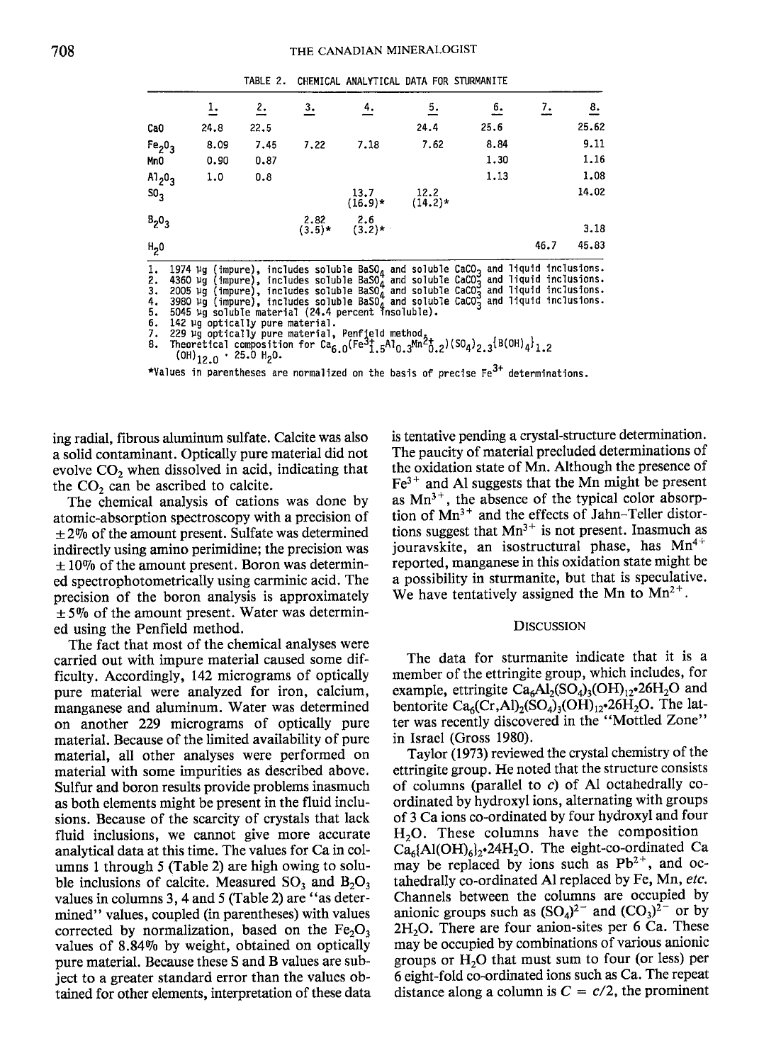TABLE 2. CHEMICAL ANALYTICAL DATA FOR STURMANITE

| | 1. | 2. | 3. | 4. | 5. | 6. | 7. | 8. |
|---|---|---|---|---|---|---|---|---|
| CaO | 24.8 | 22.5 | | | 24.4 | 25.6 | | 25.62 |
| $Fe_2O_3$ | 8.09 | 7.45 | 7.22 | 7.18 | 7.62 | 8.84 | | 9.11 |
| MnO | 0.90 | 0.87 | | | | 1.30 | | 1.16 |
| $Al_2O_3$ | 1.0 | 0.8 | | | | 1.13 | | 1.08 |
| $SO_3$ | | | | 13.7 (16.9)* | 12.2 (14.2)* | | | 14.02 |
| $B_2O_3$ | | | 2.82 (3.5)* | 2.6 (3.2)* | | | | 3.18 |
| $H_2O$ | | | | | | | 46.7 | 45.83 |

1. 1974 μg (impure), includes soluble $BaSO_4$ and soluble $CaCO_3$ and liquid inclusions.
2. 4360 μg (impure), includes soluble $BaSO_4$ and soluble $CaCO_3$ and liquid inclusions.
3. 2005 μg (impure), includes soluble $BaSO_4$ and soluble $CaCO_3$ and liquid inclusions.
4. 3980 μg (impure), includes soluble $BaSO_4$ and soluble $CaCO_3$ and liquid inclusions.
5. 5045 μg soluble material (24.4 percent insoluble).
6. 142 μg optically pure material.
7. 229 μg optically pure material, Penfield method.
8. Theoretical composition for $Ca_{6.0}(Fe^{3+}_{1.5}Al_{0.3}Mn^{2+}_{0.2})(SO_4)_{2.3}\{B(OH)_4\}_{1.2}(OH)_{12.0} \cdot 25.0\ H_2O$.

*Values in parentheses are normalized on the basis of precise $Fe^{3+}$ determinations.

ing radial, fibrous aluminum sulfate. Calcite was also a solid contaminant. Optically pure material did not evolve $CO_2$ when dissolved in acid, indicating that the $CO_2$ can be ascribed to calcite.

The chemical analysis of cations was done by atomic-absorption spectroscopy with a precision of ±2% of the amount present. Sulfate was determined indirectly using amino perimidine; the precision was ±10% of the amount present. Boron was determined spectrophotometrically using carminic acid. The precision of the boron analysis is approximately ±5% of the amount present. Water was determined using the Penfield method.

The fact that most of the chemical analyses were carried out with impure material caused some difficulty. Accordingly, 142 micrograms of optically pure material were analyzed for iron, calcium, manganese and aluminum. Water was determined on another 229 micrograms of optically pure material. Because of the limited availability of pure material, all other analyses were performed on material with some impurities as described above. Sulfur and boron results provide problems inasmuch as both elements might be present in the fluid inclusions. Because of the scarcity of crystals that lack fluid inclusions, we cannot give more accurate analytical data at this time. The values for Ca in columns 1 through 5 (Table 2) are high owing to soluble inclusions of calcite. Measured $SO_3$ and $B_2O_3$ values in columns 3, 4 and 5 (Table 2) are "as determined" values, coupled (in parentheses) with values corrected by normalization, based on the $Fe_2O_3$ values of 8.84% by weight, obtained on optically pure material. Because these S and B values are subject to a greater standard error than the values obtained for other elements, interpretation of these data is tentative pending a crystal-structure determination. The paucity of material precluded determinations of the oxidation state of Mn. Although the presence of $Fe^{3+}$ and Al suggests that the Mn might be present as $Mn^{3+}$, the absence of the typical color absorption of $Mn^{3+}$ and the effects of Jahn–Teller distortions suggest that $Mn^{3+}$ is not present. Inasmuch as jouravskite, an isostructural phase, has $Mn^{4+}$ reported, manganese in this oxidation state might be a possibility in sturmanite, but that is speculative. We have tentatively assigned the Mn to $Mn^{2+}$.

## DISCUSSION

The data for sturmanite indicate that it is a member of the ettringite group, which includes, for example, ettringite $Ca_6Al_2(SO_4)_3(OH)_{12} \cdot 26H_2O$ and bentorite $Ca_6(Cr,Al)_2(SO_4)_3(OH)_{12} \cdot 26H_2O$. The latter was recently discovered in the "Mottled Zone" in Israel (Gross 1980).

Taylor (1973) reviewed the crystal chemistry of the ettringite group. He noted that the structure consists of columns (parallel to *c*) of Al octahedrally co-ordinated by hydroxyl ions, alternating with groups of 3 Ca ions co-ordinated by four hydroxyl and four $H_2O$. These columns have the composition $Ca_6\{Al(OH)_6\}_2 \cdot 24H_2O$. The eight-co-ordinated Ca may be replaced by ions such as $Pb^{2+}$, and octahedrally co-ordinated Al replaced by Fe, Mn, *etc.* Channels between the columns are occupied by anionic groups such as $(SO_4)^{2-}$ and $(CO_3)^{2-}$ or by $2H_2O$. There are four anion-sites per 6 Ca. These may be occupied by combinations of various anionic groups or $H_2O$ that must sum to four (or less) per 6 eight-fold co-ordinated ions such as Ca. The repeat distance along a column is $C = c/2$, the prominent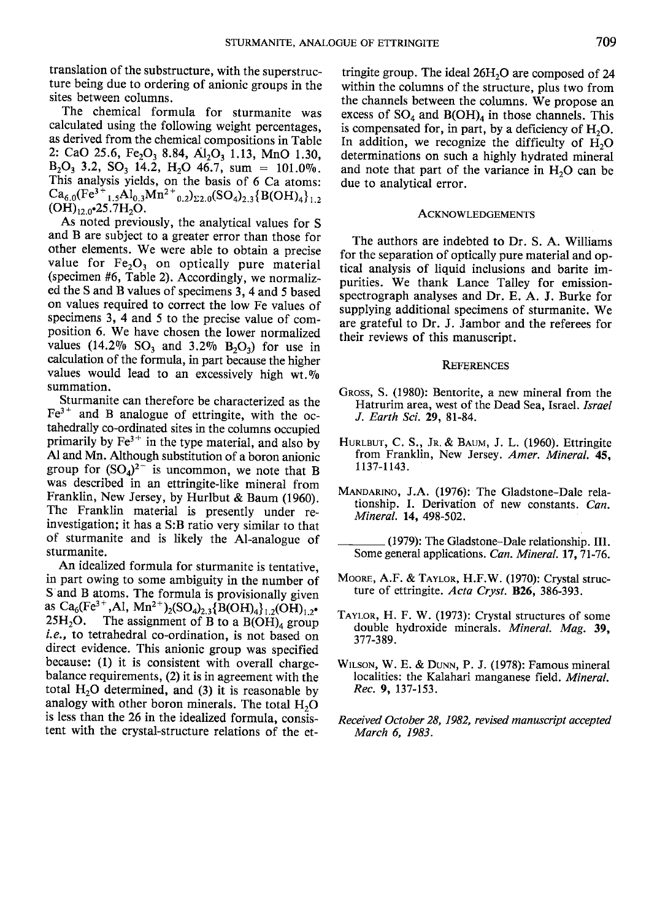translation of the substructure, with the superstructure being due to ordering of anionic groups in the sites between columns.

The chemical formula for sturmanite was calculated using the following weight percentages, as derived from the chemical compositions in Table 2: CaO 25.6, $Fe_2O_3$ 8.84, $Al_2O_3$ 1.13, MnO 1.30, $B_2O_3$ 3.2, $SO_3$ 14.2, $H_2O$ 46.7, sum = 101.0%. This analysis yields, on the basis of 6 Ca atoms: $Ca_{6.0}(Fe^{3+}_{1.5}Al_{0.3}Mn^{2+}_{0.2})_{\Sigma 2.0}(SO_4)_{2.3}\{B(OH)_4\}_{1.2}(OH)_{12.0}\cdot 25.7H_2O$.

As noted previously, the analytical values for S and B are subject to a greater error than those for other elements. We were able to obtain a precise value for $Fe_2O_3$ on optically pure material (specimen #6, Table 2). Accordingly, we normalized the S and B values of specimens 3, 4 and 5 based on values required to correct the low Fe values of specimens 3, 4 and 5 to the precise value of composition 6. We have chosen the lower normalized values (14.2% $SO_3$ and 3.2% $B_2O_3$) for use in calculation of the formula, in part because the higher values would lead to an excessively high wt.% summation.

Sturmanite can therefore be characterized as the $Fe^{3+}$ and B analogue of ettringite, with the octahedrally co-ordinated sites in the columns occupied primarily by $Fe^{3+}$ in the type material, and also by Al and Mn. Although substitution of a boron anionic group for $(SO_4)^{2-}$ is uncommon, we note that B was described in an ettringite-like mineral from Franklin, New Jersey, by Hurlbut & Baum (1960). The Franklin material is presently under re-investigation; it has a S:B ratio very similar to that of sturmanite and is likely the Al-analogue of sturmanite.

An idealized formula for sturmanite is tentative, in part owing to some ambiguity in the number of S and B atoms. The formula is provisionally given as $Ca_6(Fe^{3+},Al,Mn^{2+})_2(SO_4)_{2.3}\{B(OH)_4\}_{1.2}(OH)_{12}\cdot 25H_2O$. The assignment of B to a $B(OH)_4$ group *i.e.*, to tetrahedral co-ordination, is not based on direct evidence. This anionic group was specified because: (1) it is consistent with overall charge-balance requirements, (2) it is in agreement with the total $H_2O$ determined, and (3) it is reasonable by analogy with other boron minerals. The total $H_2O$ is less than the 26 in the idealized formula, consistent with the crystal-structure relations of the ettringite group. The ideal $26H_2O$ are composed of 24 within the columns of the structure, plus two from the channels between the columns. We propose an excess of $SO_4$ and $B(OH)_4$ in those channels. This is compensated for, in part, by a deficiency of $H_2O$. In addition, we recognize the difficulty of $H_2O$ determinations on such a highly hydrated mineral and note that part of the variance in $H_2O$ can be due to analytical error.

## Acknowledgements

The authors are indebted to Dr. S. A. Williams for the separation of optically pure material and optical analysis of liquid inclusions and barite impurities. We thank Lance Talley for emission-spectrograph analyses and Dr. E. A. J. Burke for supplying additional specimens of sturmanite. We are grateful to Dr. J. Jambor and the referees for their reviews of this manuscript.

## References

Gross, S. (1980): Bentorite, a new mineral from the Hatrurim area, west of the Dead Sea, Israel. *Israel J. Earth Sci.* **29**, 81-84.

Hurlbut, C. S., Jr. & Baum, J. L. (1960). Ettringite from Franklin, New Jersey. *Amer. Mineral.* **45**, 1137-1143.

Mandarino, J.A. (1976): The Gladstone-Dale relationship. I. Derivation of new constants. *Can. Mineral.* **14**, 498-502.

\_\_\_\_\_\_\_ (1979): The Gladstone-Dale relationship. III. Some general applications. *Can. Mineral.* **17**, 71-76.

Moore, A.F. & Taylor, H.F.W. (1970): Crystal structure of ettringite. *Acta Cryst.* **B26**, 386-393.

Taylor, H. F. W. (1973): Crystal structures of some double hydroxide minerals. *Mineral. Mag.* **39**, 377-389.

Wilson, W. E. & Dunn, P. J. (1978): Famous mineral localities: the Kalahari manganese field. *Mineral. Rec.* **9**, 137-153.

*Received October 28, 1982, revised manuscript accepted March 6, 1983.*